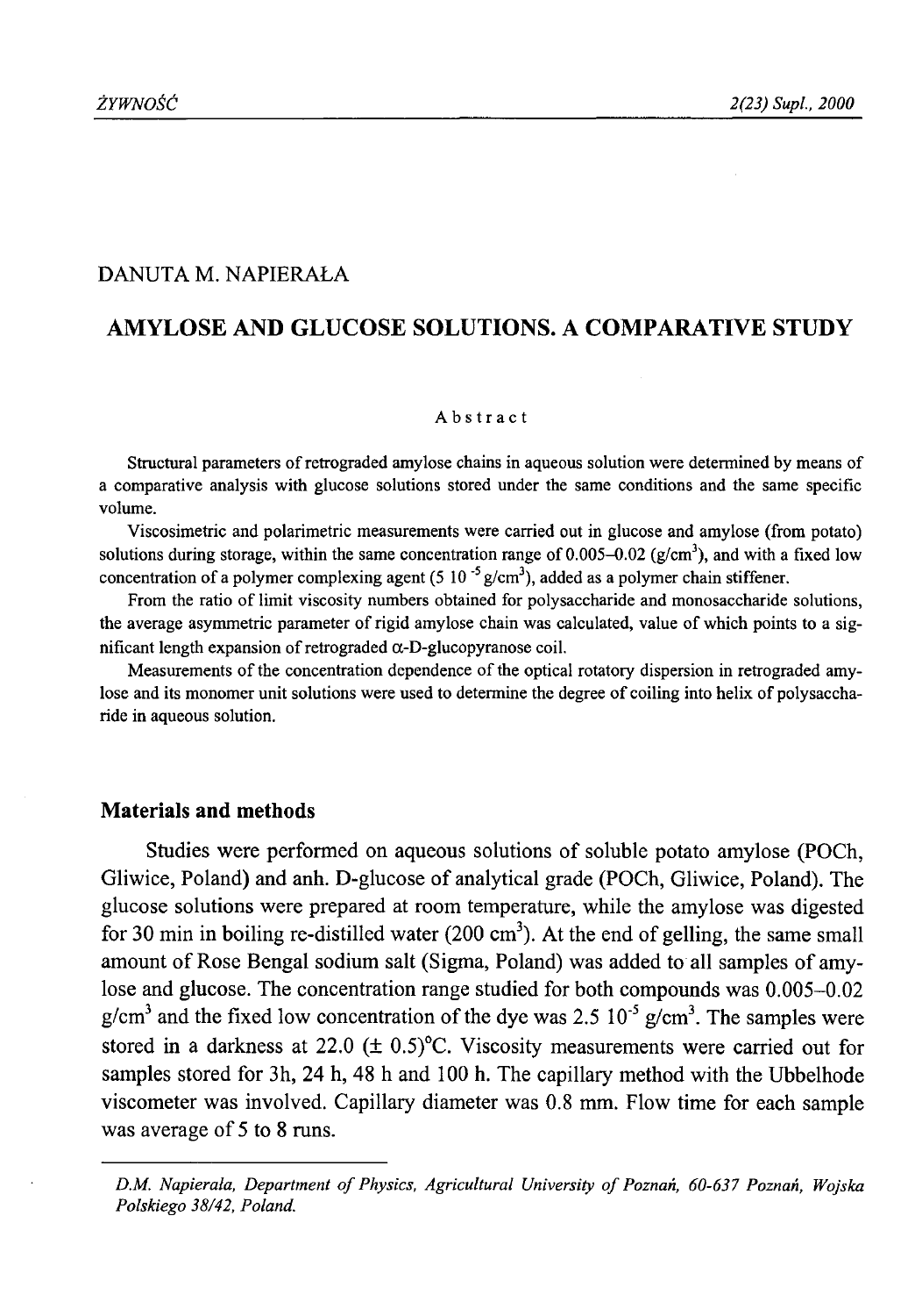DANUTA M. NAPIERAŁA

# AMYLOSE AND GLUCOSE SOLUTIONS. A COMPARATIVE STUDY

### Abstract

Structural parameters of retrograded amylose chains in aqueous solution were determined by means of a comparative analysis with glucose solutions stored under the same conditions and the same specific volume.

Viscosimetric and polarimetric measurements were carried out in glucose and amylose (from potato) solutions during storage, within the same concentration range of 0.005–0.02 (g/cm$^3$), and with a fixed low concentration of a polymer complexing agent (5 $10^{-5}$ g/cm$^3$), added as a polymer chain stiffener.

From the ratio of limit viscosity numbers obtained for polysaccharide and monosaccharide solutions, the average asymmetric parameter of rigid amylose chain was calculated, value of which points to a significant length expansion of retrograded α-D-glucopyranose coil.

Measurements of the concentration dependence of the optical rotatory dispersion in retrograded amylose and its monomer unit solutions were used to determine the degree of coiling into helix of polysaccharide in aqueous solution.

## Materials and methods

Studies were performed on aqueous solutions of soluble potato amylose (POCh, Gliwice, Poland) and anh. D-glucose of analytical grade (POCh, Gliwice, Poland). The glucose solutions were prepared at room temperature, while the amylose was digested for 30 min in boiling re-distilled water (200 cm$^3$). At the end of gelling, the same small amount of Rose Bengal sodium salt (Sigma, Poland) was added to all samples of amylose and glucose. The concentration range studied for both compounds was 0.005–0.02 g/cm$^3$ and the fixed low concentration of the dye was 2.5 $10^{-5}$ g/cm$^3$. The samples were stored in a darkness at 22.0 (± 0.5)°C. Viscosity measurements were carried out for samples stored for 3h, 24 h, 48 h and 100 h. The capillary method with the Ubbelhode viscometer was involved. Capillary diameter was 0.8 mm. Flow time for each sample was average of 5 to 8 runs.

---

*D.M. Napierala, Department of Physics, Agricultural University of Poznań, 60-637 Poznań, Wojska Polskiego 38/42, Poland.*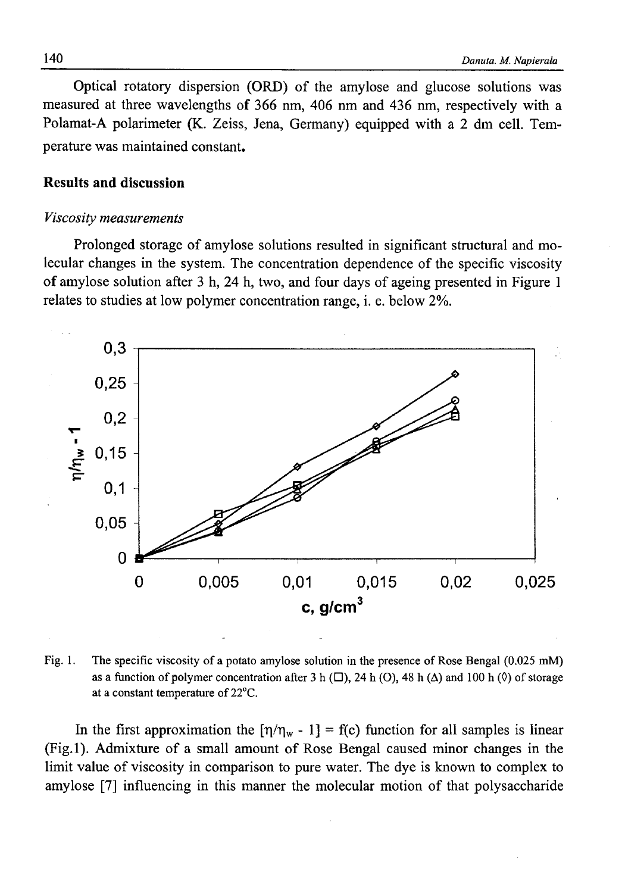Optical rotatory dispersion (ORD) of the amylose and glucose solutions was measured at three wavelengths of 366 nm, 406 nm and 436 nm, respectively with a Polamat-A polarimeter (K. Zeiss, Jena, Germany) equipped with a 2 dm cell. Temperature was maintained constant.

## Results and discussion

### *Viscosity measurements*

Prolonged storage of amylose solutions resulted in significant structural and molecular changes in the system. The concentration dependence of the specific viscosity of amylose solution after 3 h, 24 h, two, and four days of ageing presented in Figure 1 relates to studies at low polymer concentration range, i. e. below 2%.

Fig. 1. The specific viscosity of a potato amylose solution in the presence of Rose Bengal (0.025 mM) as a function of polymer concentration after 3 h (□), 24 h (O), 48 h (Δ) and 100 h (◊) of storage at a constant temperature of 22°C.

In the first approximation the $[\eta/\eta_w - 1] = f(c)$ function for all samples is linear (Fig.1). Admixture of a small amount of Rose Bengal caused minor changes in the limit value of viscosity in comparison to pure water. The dye is known to complex to amylose [7] influencing in this manner the molecular motion of that polysaccharide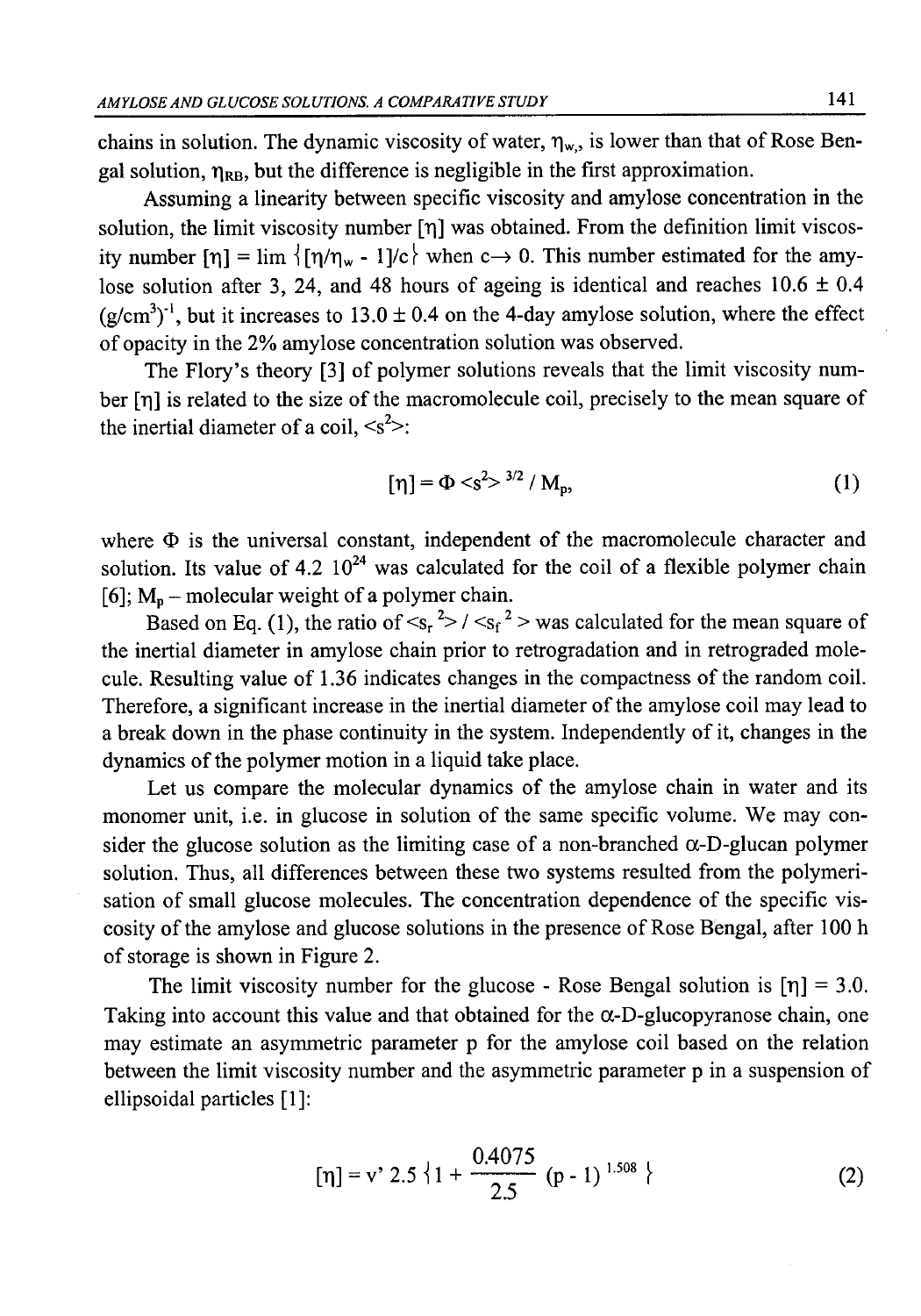chains in solution. The dynamic viscosity of water, $\eta_{w,}$, is lower than that of Rose Bengal solution, $\eta_{RB}$, but the difference is negligible in the first approximation.

Assuming a linearity between specific viscosity and amylose concentration in the solution, the limit viscosity number [η] was obtained. From the definition limit viscosity number $[\eta] = \lim \{[\eta/\eta_w - 1]/c\}$ when $c \rightarrow 0$. This number estimated for the amylose solution after 3, 24, and 48 hours of ageing is identical and reaches 10.6 ± 0.4 $(g/cm^3)^{-1}$, but it increases to 13.0 ± 0.4 on the 4-day amylose solution, where the effect of opacity in the 2% amylose concentration solution was observed.

The Flory's theory [3] of polymer solutions reveals that the limit viscosity number [η] is related to the size of the macromolecule coil, precisely to the mean square of the inertial diameter of a coil, $<s^2>$:

$$[\eta] = \Phi <s^2>^{3/2} / M_p, \tag{1}$$

where Φ is the universal constant, independent of the macromolecule character and solution. Its value of 4.2 $10^{24}$ was calculated for the coil of a flexible polymer chain [6]; $M_p$ – molecular weight of a polymer chain.

Based on Eq. (1), the ratio of $<s_r^2> / <s_f^2>$ was calculated for the mean square of the inertial diameter in amylose chain prior to retrogradation and in retrograded molecule. Resulting value of 1.36 indicates changes in the compactness of the random coil. Therefore, a significant increase in the inertial diameter of the amylose coil may lead to a break down in the phase continuity in the system. Independently of it, changes in the dynamics of the polymer motion in a liquid take place.

Let us compare the molecular dynamics of the amylose chain in water and its monomer unit, i.e. in glucose in solution of the same specific volume. We may consider the glucose solution as the limiting case of a non-branched α-D-glucan polymer solution. Thus, all differences between these two systems resulted from the polymerisation of small glucose molecules. The concentration dependence of the specific viscosity of the amylose and glucose solutions in the presence of Rose Bengal, after 100 h of storage is shown in Figure 2.

The limit viscosity number for the glucose - Rose Bengal solution is [η] = 3.0. Taking into account this value and that obtained for the α-D-glucopyranose chain, one may estimate an asymmetric parameter p for the amylose coil based on the relation between the limit viscosity number and the asymmetric parameter p in a suspension of ellipsoidal particles [1]:

$$[\eta] = v' \, 2.5 \left\{ 1 + \frac{0.4075}{2.5} (p - 1)^{1.508} \right\} \tag{2}$$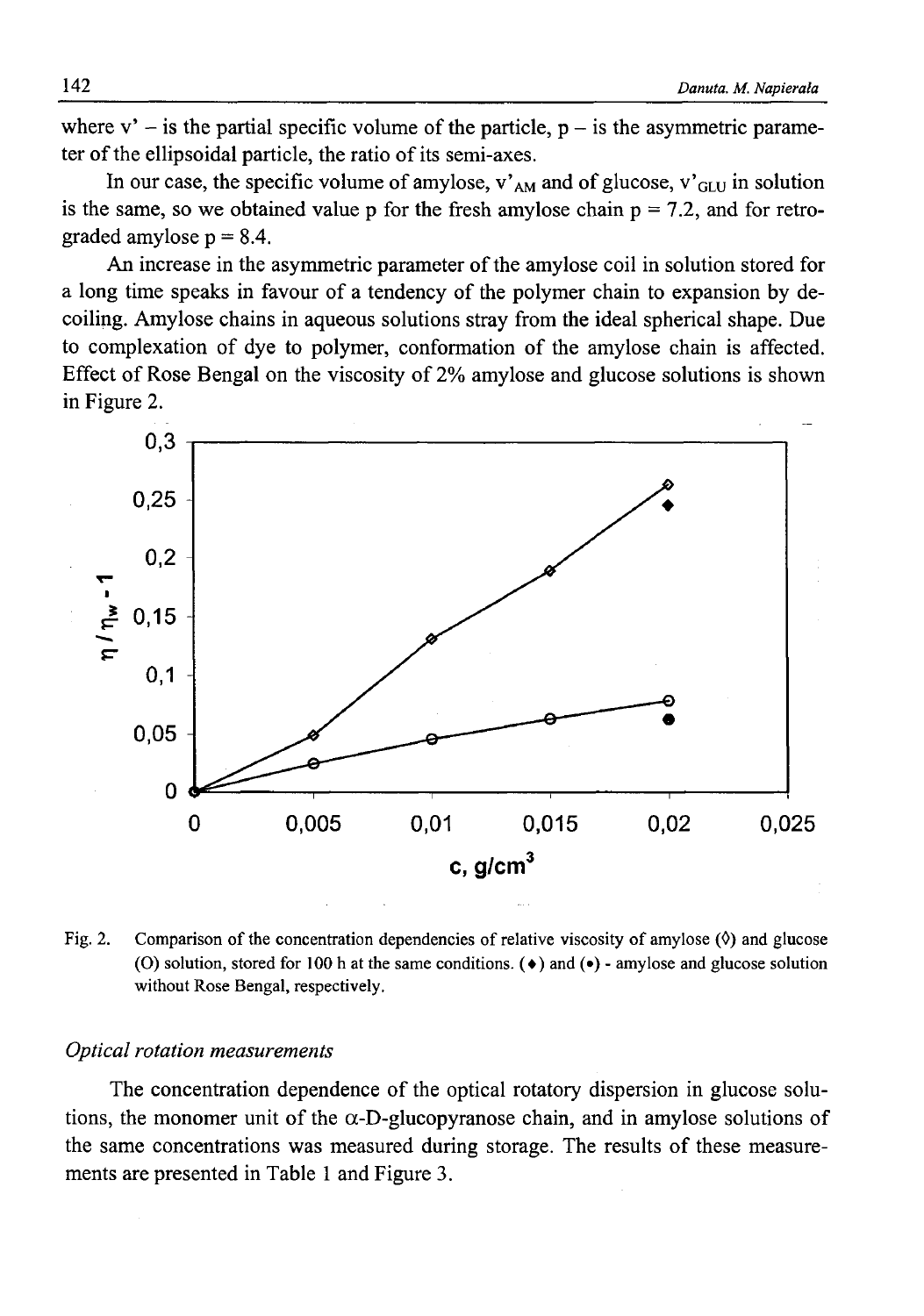where v' – is the partial specific volume of the particle, p – is the asymmetric parameter of the ellipsoidal particle, the ratio of its semi-axes.

In our case, the specific volume of amylose, $v'_{AM}$ and of glucose, $v'_{GLU}$ in solution is the same, so we obtained value p for the fresh amylose chain p = 7.2, and for retrograded amylose p = 8.4.

An increase in the asymmetric parameter of the amylose coil in solution stored for a long time speaks in favour of a tendency of the polymer chain to expansion by decoiling. Amylose chains in aqueous solutions stray from the ideal spherical shape. Due to complexation of dye to polymer, conformation of the amylose chain is affected. Effect of Rose Bengal on the viscosity of 2% amylose and glucose solutions is shown in Figure 2.

Fig. 2. Comparison of the concentration dependencies of relative viscosity of amylose (◊) and glucose (O) solution, stored for 100 h at the same conditions. (♦) and (•) - amylose and glucose solution without Rose Bengal, respectively.

*Optical rotation measurements*

The concentration dependence of the optical rotatory dispersion in glucose solutions, the monomer unit of the α-D-glucopyranose chain, and in amylose solutions of the same concentrations was measured during storage. The results of these measurements are presented in Table 1 and Figure 3.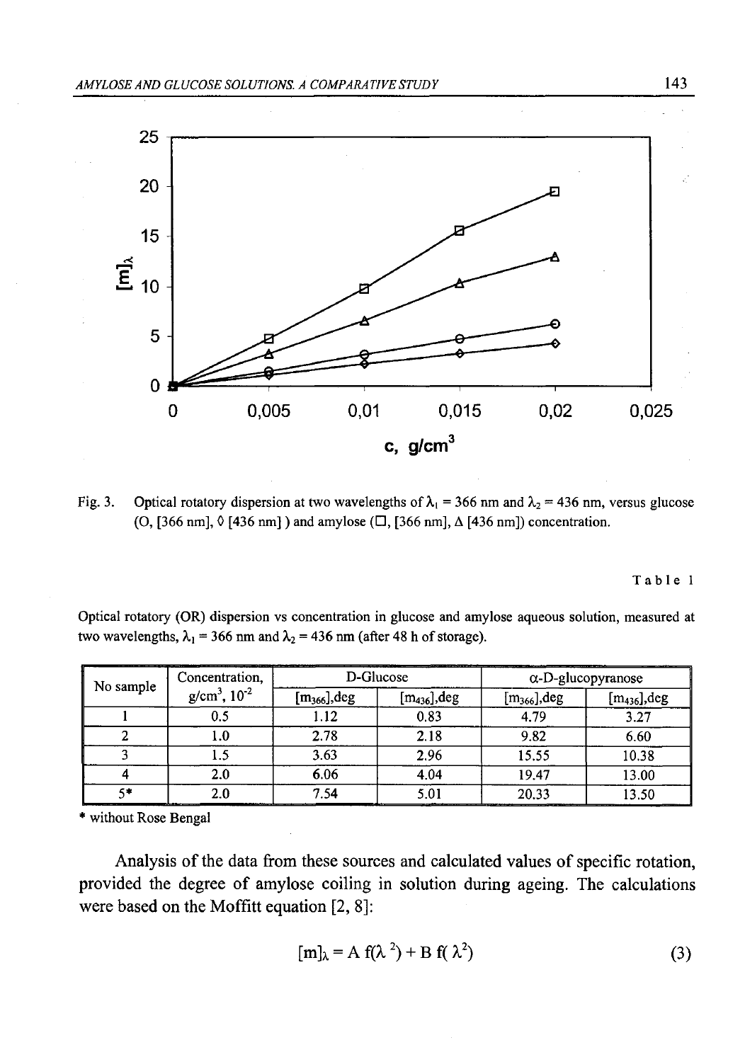Fig. 3. Optical rotatory dispersion at two wavelengths of $\lambda_1$ = 366 nm and $\lambda_2$ = 436 nm, versus glucose (O, [366 nm], ◊ [436 nm] ) and amylose (□, [366 nm], Δ [436 nm]) concentration.

Table 1

Optical rotatory (OR) dispersion vs concentration in glucose and amylose aqueous solution, measured at two wavelengths, $\lambda_1$ = 366 nm and $\lambda_2$ = 436 nm (after 48 h of storage).

| No sample | Concentration, g/cm$^3$, $10^{-2}$ | D-Glucose | | α-D-glucopyranose | |
|---|---|---|---|---|---|
| | | $[m_{366}]$,deg | $[m_{436}]$,deg | $[m_{366}]$,deg | $[m_{436}]$,deg |
| 1 | 0.5 | 1.12 | 0.83 | 4.79 | 3.27 |
| 2 | 1.0 | 2.78 | 2.18 | 9.82 | 6.60 |
| 3 | 1.5 | 3.63 | 2.96 | 15.55 | 10.38 |
| 4 | 2.0 | 6.06 | 4.04 | 19.47 | 13.00 |
| 5* | 2.0 | 7.54 | 5.01 | 20.33 | 13.50 |

* without Rose Bengal

Analysis of the data from these sources and calculated values of specific rotation, provided the degree of amylose coiling in solution during ageing. The calculations were based on the Moffitt equation [2, 8]:

$$[m]_\lambda = A\ f(\lambda^2) + B\ f(\lambda^2) \tag{3}$$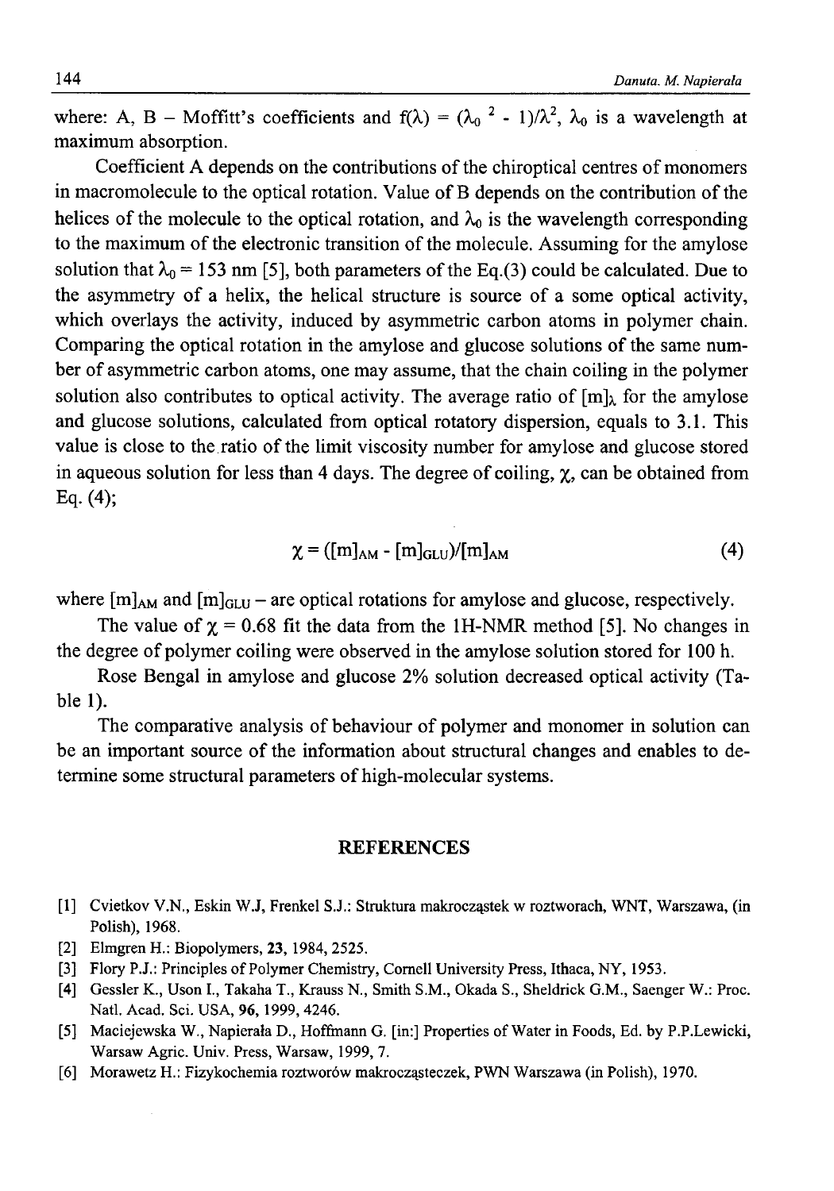where: A, B – Moffitt's coefficients and $f(\lambda) = (\lambda_0{}^2 - 1)/\lambda^2$, $\lambda_0$ is a wavelength at maximum absorption.

Coefficient A depends on the contributions of the chiroptical centres of monomers in macromolecule to the optical rotation. Value of B depends on the contribution of the helices of the molecule to the optical rotation, and $\lambda_0$ is the wavelength corresponding to the maximum of the electronic transition of the molecule. Assuming for the amylose solution that $\lambda_0 = 153$ nm [5], both parameters of the Eq.(3) could be calculated. Due to the asymmetry of a helix, the helical structure is source of a some optical activity, which overlays the activity, induced by asymmetric carbon atoms in polymer chain. Comparing the optical rotation in the amylose and glucose solutions of the same number of asymmetric carbon atoms, one may assume, that the chain coiling in the polymer solution also contributes to optical activity. The average ratio of $[m]_\lambda$ for the amylose and glucose solutions, calculated from optical rotatory dispersion, equals to 3.1. This value is close to the ratio of the limit viscosity number for amylose and glucose stored in aqueous solution for less than 4 days. The degree of coiling, $\chi$, can be obtained from Eq. (4);

$$\chi = ([m]_{AM} - [m]_{GLU})/[m]_{AM} \tag{4}$$

where $[m]_{AM}$ and $[m]_{GLU}$ – are optical rotations for amylose and glucose, respectively.

The value of $\chi = 0.68$ fit the data from the 1H-NMR method [5]. No changes in the degree of polymer coiling were observed in the amylose solution stored for 100 h.

Rose Bengal in amylose and glucose 2% solution decreased optical activity (Table 1).

The comparative analysis of behaviour of polymer and monomer in solution can be an important source of the information about structural changes and enables to determine some structural parameters of high-molecular systems.

## REFERENCES

[1] Cvietkov V.N., Eskin W.J, Frenkel S.J.: Struktura makrocząstek w roztworach, WNT, Warszawa, (in Polish), 1968.

[2] Elmgren H.: Biopolymers, **23**, 1984, 2525.

[3] Flory P.J.: Principles of Polymer Chemistry, Cornell University Press, Ithaca, NY, 1953.

[4] Gessler K., Uson I., Takaha T., Krauss N., Smith S.M., Okada S., Sheldrick G.M., Saenger W.: Proc. Natl. Acad. Sci. USA, **96**, 1999, 4246.

[5] Maciejewska W., Napierała D., Hoffmann G. [in:] Properties of Water in Foods, Ed. by P.P.Lewicki, Warsaw Agric. Univ. Press, Warsaw, 1999, 7.

[6] Morawetz H.: Fizykochemia roztworów makrocząsteczek, PWN Warszawa (in Polish), 1970.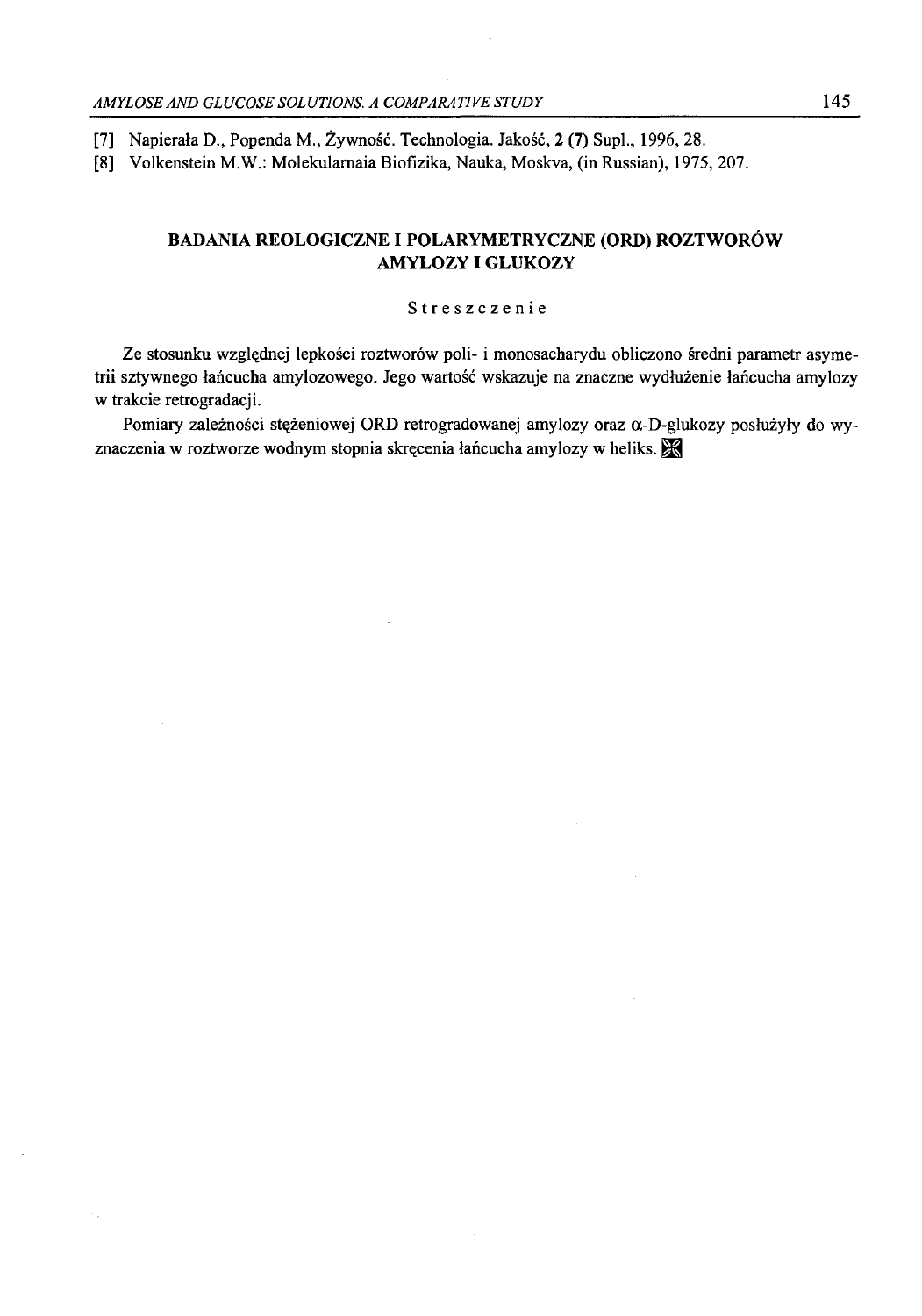[7] Napierała D., Popenda M., Żywność. Technologia. Jakość, **2 (7)** Supl., 1996, 28.

[8] Volkenstein M.W.: Molekularnaia Biofizika, Nauka, Moskva, (in Russian), 1975, 207.

## BADANIA REOLOGICZNE I POLARYMETRYCZNE (ORD) ROZTWORÓW AMYLOZY I GLUKOZY

### Streszczenie

Ze stosunku względnej lepkości roztworów poli- i monosacharydu obliczono średni parametr asymetrii sztywnego łańcucha amylozowego. Jego wartość wskazuje na znaczne wydłużenie łańcucha amylozy w trakcie retrogradacji.

Pomiary zależności stężeniowej ORD retrogradowanej amylozy oraz α-D-glukozy posłużyły do wyznaczenia w roztworze wodnym stopnia skręcenia łańcucha amylozy w heliks.